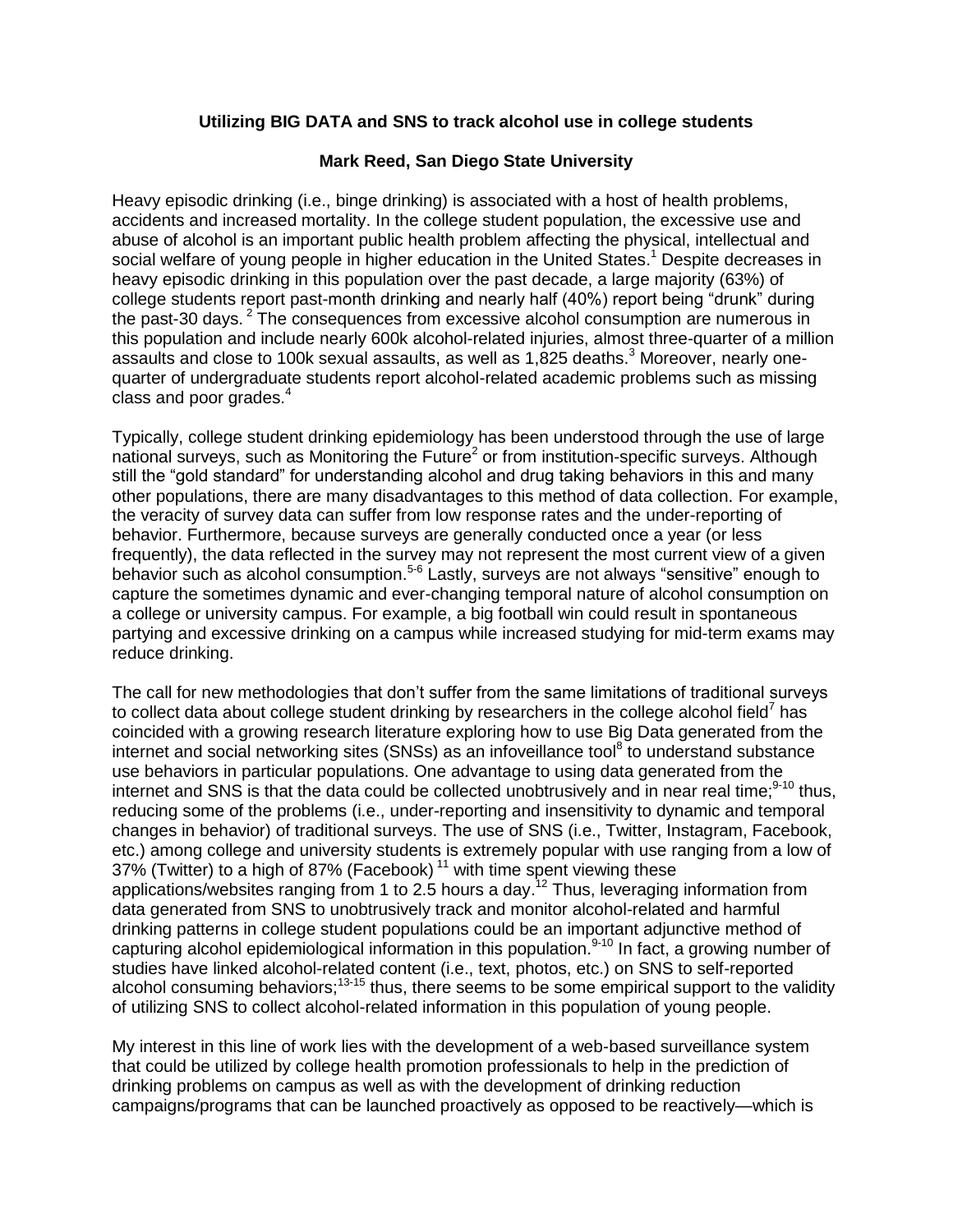**Utilizing BIG DATA and SNS to track alcohol use in college students**

**Mark Reed, San Diego State University**

Heavy episodic drinking (i.e., binge drinking) is associated with a host of health problems, accidents and increased mortality. In the college student population, the excessive use and abuse of alcohol is an important public health problem affecting the physical, intellectual and social welfare of young people in higher education in the United States.[1] Despite decreases in heavy episodic drinking in this population over the past decade, a large majority (63%) of college students report past-month drinking and nearly half (40%) report being “drunk” during the past-30 days. [2] The consequences from excessive alcohol consumption are numerous in this population and include nearly 600k alcohol-related injuries, almost three-quarter of a million assaults and close to 100k sexual assaults, as well as 1,825 deaths.[3] Moreover, nearly one-quarter of undergraduate students report alcohol-related academic problems such as missing class and poor grades.[4]

Typically, college student drinking epidemiology has been understood through the use of large national surveys, such as Monitoring the Future[2] or from institution-specific surveys. Although still the “gold standard” for understanding alcohol and drug taking behaviors in this and many other populations, there are many disadvantages to this method of data collection. For example, the veracity of survey data can suffer from low response rates and the under-reporting of behavior. Furthermore, because surveys are generally conducted once a year (or less frequently), the data reflected in the survey may not represent the most current view of a given behavior such as alcohol consumption.[5-6] Lastly, surveys are not always “sensitive” enough to capture the sometimes dynamic and ever-changing temporal nature of alcohol consumption on a college or university campus. For example, a big football win could result in spontaneous partying and excessive drinking on a campus while increased studying for mid-term exams may reduce drinking.

The call for new methodologies that don’t suffer from the same limitations of traditional surveys to collect data about college student drinking by researchers in the college alcohol field[7] has coincided with a growing research literature exploring how to use Big Data generated from the internet and social networking sites (SNSs) as an infoveillance tool[8] to understand substance use behaviors in particular populations. One advantage to using data generated from the internet and SNS is that the data could be collected unobtrusively and in near real time;[9-10] thus, reducing some of the problems (i.e., under-reporting and insensitivity to dynamic and temporal changes in behavior) of traditional surveys. The use of SNS (i.e., Twitter, Instagram, Facebook, etc.) among college and university students is extremely popular with use ranging from a low of 37% (Twitter) to a high of 87% (Facebook) [11] with time spent viewing these applications/websites ranging from 1 to 2.5 hours a day.[12] Thus, leveraging information from data generated from SNS to unobtrusively track and monitor alcohol-related and harmful drinking patterns in college student populations could be an important adjunctive method of capturing alcohol epidemiological information in this population.[9-10] In fact, a growing number of studies have linked alcohol-related content (i.e., text, photos, etc.) on SNS to self-reported alcohol consuming behaviors;[13-15] thus, there seems to be some empirical support to the validity of utilizing SNS to collect alcohol-related information in this population of young people.

My interest in this line of work lies with the development of a web-based surveillance system that could be utilized by college health promotion professionals to help in the prediction of drinking problems on campus as well as with the development of drinking reduction campaigns/programs that can be launched proactively as opposed to be reactively—which is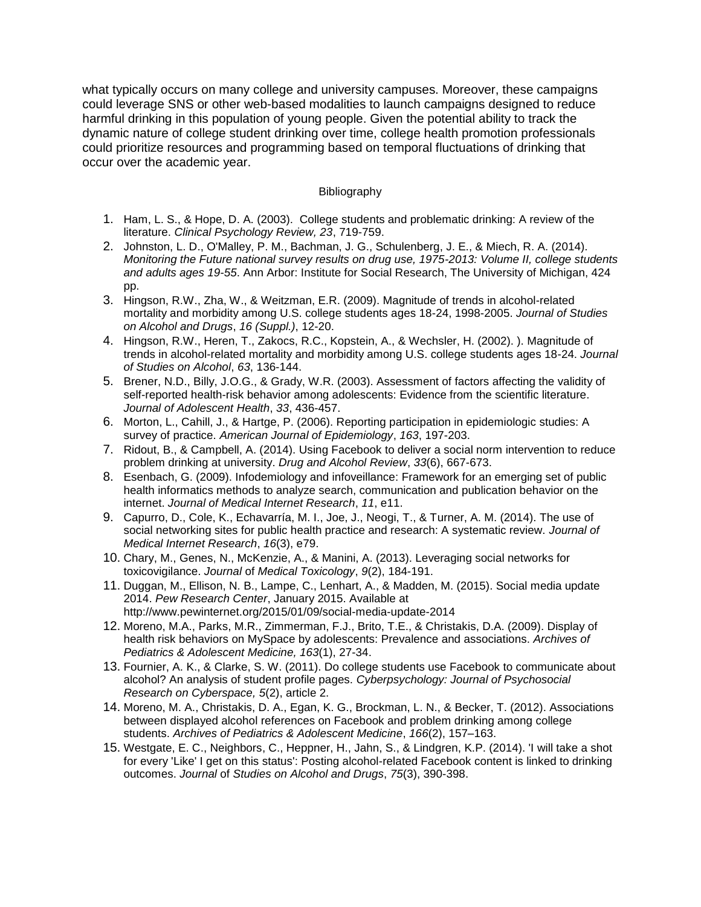what typically occurs on many college and university campuses. Moreover, these campaigns could leverage SNS or other web-based modalities to launch campaigns designed to reduce harmful drinking in this population of young people. Given the potential ability to track the dynamic nature of college student drinking over time, college health promotion professionals could prioritize resources and programming based on temporal fluctuations of drinking that occur over the academic year.

## Bibliography

1. Ham, L. S., & Hope, D. A. (2003). College students and problematic drinking: A review of the literature. *Clinical Psychology Review, 23*, 719-759.
2. Johnston, L. D., O'Malley, P. M., Bachman, J. G., Schulenberg, J. E., & Miech, R. A. (2014). *Monitoring the Future national survey results on drug use, 1975-2013: Volume II, college students and adults ages 19-55*. Ann Arbor: Institute for Social Research, The University of Michigan, 424 pp.
3. Hingson, R.W., Zha, W., & Weitzman, E.R. (2009). Magnitude of trends in alcohol-related mortality and morbidity among U.S. college students ages 18-24, 1998-2005. *Journal of Studies on Alcohol and Drugs*, *16 (Suppl.)*, 12-20.
4. Hingson, R.W., Heren, T., Zakocs, R.C., Kopstein, A., & Wechsler, H. (2002). ). Magnitude of trends in alcohol-related mortality and morbidity among U.S. college students ages 18-24. *Journal of Studies on Alcohol*, *63*, 136-144.
5. Brener, N.D., Billy, J.O.G., & Grady, W.R. (2003). Assessment of factors affecting the validity of self-reported health-risk behavior among adolescents: Evidence from the scientific literature. *Journal of Adolescent Health*, *33*, 436-457.
6. Morton, L., Cahill, J., & Hartge, P. (2006). Reporting participation in epidemiologic studies: A survey of practice. *American Journal of Epidemiology*, *163*, 197-203.
7. Ridout, B., & Campbell, A. (2014). Using Facebook to deliver a social norm intervention to reduce problem drinking at university. *Drug and Alcohol Review*, *33*(6), 667-673.
8. Esenbach, G. (2009). Infodemiology and infoveillance: Framework for an emerging set of public health informatics methods to analyze search, communication and publication behavior on the internet. *Journal of Medical Internet Research*, *11*, e11.
9. Capurro, D., Cole, K., Echavarría, M. I., Joe, J., Neogi, T., & Turner, A. M. (2014). The use of social networking sites for public health practice and research: A systematic review. *Journal of Medical Internet Research*, *16*(3), e79.
10. Chary, M., Genes, N., McKenzie, A., & Manini, A. (2013). Leveraging social networks for toxicovigilance. *Journal* of *Medical Toxicology*, *9*(2), 184-191.
11. Duggan, M., Ellison, N. B., Lampe, C., Lenhart, A., & Madden, M. (2015). Social media update 2014. *Pew Research Center*, January 2015. Available at http://www.pewinternet.org/2015/01/09/social-media-update-2014
12. Moreno, M.A., Parks, M.R., Zimmerman, F.J., Brito, T.E., & Christakis, D.A. (2009). Display of health risk behaviors on MySpace by adolescents: Prevalence and associations. *Archives of Pediatrics & Adolescent Medicine, 163*(1), 27-34.
13. Fournier, A. K., & Clarke, S. W. (2011). Do college students use Facebook to communicate about alcohol? An analysis of student profile pages. *Cyberpsychology: Journal of Psychosocial Research on Cyberspace, 5*(2), article 2.
14. Moreno, M. A., Christakis, D. A., Egan, K. G., Brockman, L. N., & Becker, T. (2012). Associations between displayed alcohol references on Facebook and problem drinking among college students. *Archives of Pediatrics & Adolescent Medicine*, *166*(2), 157–163.
15. Westgate, E. C., Neighbors, C., Heppner, H., Jahn, S., & Lindgren, K.P. (2014). 'I will take a shot for every 'Like' I get on this status': Posting alcohol-related Facebook content is linked to drinking outcomes. *Journal* of *Studies on Alcohol and Drugs*, *75*(3), 390-398.